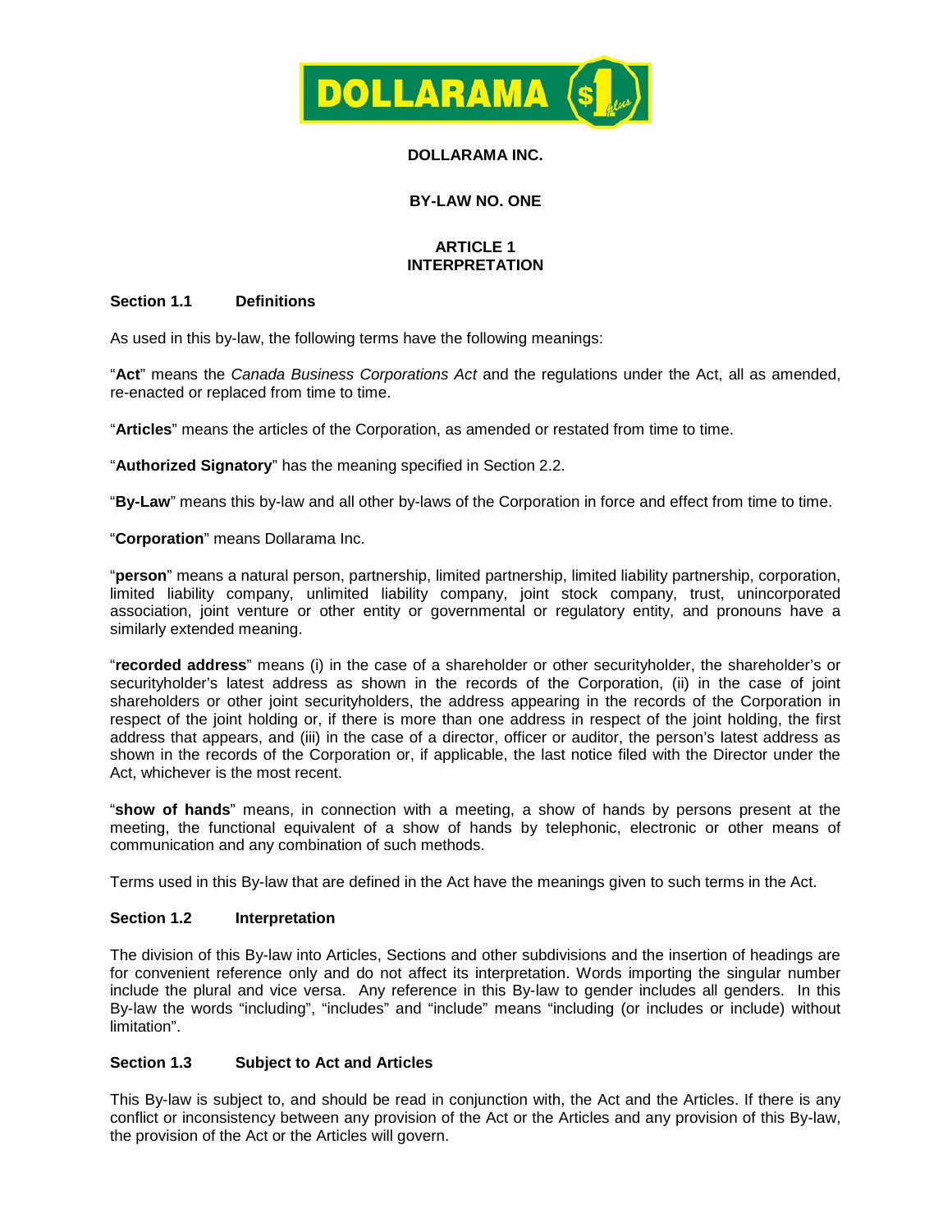# DOLLARAMA INC.

## BY-LAW NO. ONE

## ARTICLE 1
## INTERPRETATION

### Section 1.1 Definitions

As used in this by-law, the following terms have the following meanings:

"**Act**" means the *Canada Business Corporations Act* and the regulations under the Act, all as amended, re-enacted or replaced from time to time.

"**Articles**" means the articles of the Corporation, as amended or restated from time to time.

"**Authorized Signatory**" has the meaning specified in Section 2.2.

"**By-Law**" means this by-law and all other by-laws of the Corporation in force and effect from time to time.

"**Corporation**" means Dollarama Inc.

"**person**" means a natural person, partnership, limited partnership, limited liability partnership, corporation, limited liability company, unlimited liability company, joint stock company, trust, unincorporated association, joint venture or other entity or governmental or regulatory entity, and pronouns have a similarly extended meaning.

"**recorded address**" means (i) in the case of a shareholder or other securityholder, the shareholder's or securityholder's latest address as shown in the records of the Corporation, (ii) in the case of joint shareholders or other joint securityholders, the address appearing in the records of the Corporation in respect of the joint holding or, if there is more than one address in respect of the joint holding, the first address that appears, and (iii) in the case of a director, officer or auditor, the person's latest address as shown in the records of the Corporation or, if applicable, the last notice filed with the Director under the Act, whichever is the most recent.

"**show of hands**" means, in connection with a meeting, a show of hands by persons present at the meeting, the functional equivalent of a show of hands by telephonic, electronic or other means of communication and any combination of such methods.

Terms used in this By-law that are defined in the Act have the meanings given to such terms in the Act.

### Section 1.2 Interpretation

The division of this By-law into Articles, Sections and other subdivisions and the insertion of headings are for convenient reference only and do not affect its interpretation. Words importing the singular number include the plural and vice versa. Any reference in this By-law to gender includes all genders. In this By-law the words "including", "includes" and "include" means "including (or includes or include) without limitation".

### Section 1.3 Subject to Act and Articles

This By-law is subject to, and should be read in conjunction with, the Act and the Articles. If there is any conflict or inconsistency between any provision of the Act or the Articles and any provision of this By-law, the provision of the Act or the Articles will govern.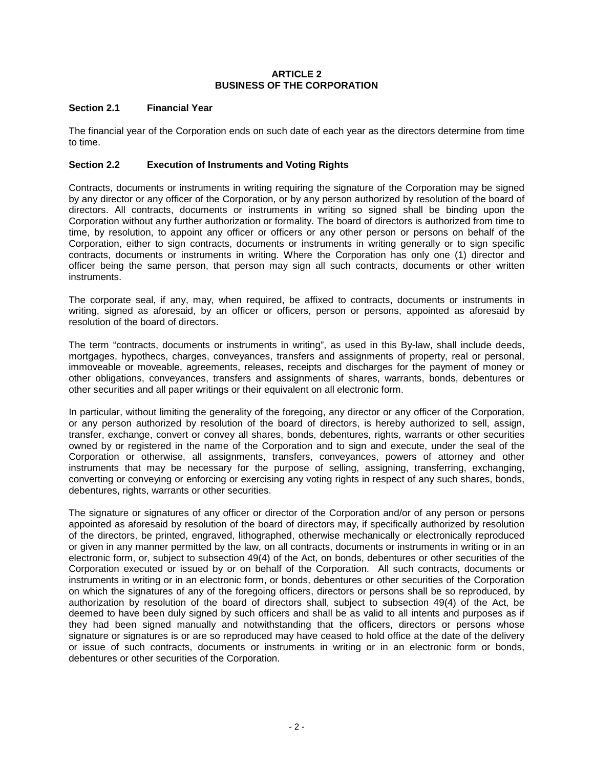## ARTICLE 2
## BUSINESS OF THE CORPORATION

### Section 2.1 Financial Year

The financial year of the Corporation ends on such date of each year as the directors determine from time to time.

### Section 2.2 Execution of Instruments and Voting Rights

Contracts, documents or instruments in writing requiring the signature of the Corporation may be signed by any director or any officer of the Corporation, or by any person authorized by resolution of the board of directors. All contracts, documents or instruments in writing so signed shall be binding upon the Corporation without any further authorization or formality. The board of directors is authorized from time to time, by resolution, to appoint any officer or officers or any other person or persons on behalf of the Corporation, either to sign contracts, documents or instruments in writing generally or to sign specific contracts, documents or instruments in writing. Where the Corporation has only one (1) director and officer being the same person, that person may sign all such contracts, documents or other written instruments.

The corporate seal, if any, may, when required, be affixed to contracts, documents or instruments in writing, signed as aforesaid, by an officer or officers, person or persons, appointed as aforesaid by resolution of the board of directors.

The term "contracts, documents or instruments in writing", as used in this By-law, shall include deeds, mortgages, hypothecs, charges, conveyances, transfers and assignments of property, real or personal, immoveable or moveable, agreements, releases, receipts and discharges for the payment of money or other obligations, conveyances, transfers and assignments of shares, warrants, bonds, debentures or other securities and all paper writings or their equivalent on all electronic form.

In particular, without limiting the generality of the foregoing, any director or any officer of the Corporation, or any person authorized by resolution of the board of directors, is hereby authorized to sell, assign, transfer, exchange, convert or convey all shares, bonds, debentures, rights, warrants or other securities owned by or registered in the name of the Corporation and to sign and execute, under the seal of the Corporation or otherwise, all assignments, transfers, conveyances, powers of attorney and other instruments that may be necessary for the purpose of selling, assigning, transferring, exchanging, converting or conveying or enforcing or exercising any voting rights in respect of any such shares, bonds, debentures, rights, warrants or other securities.

The signature or signatures of any officer or director of the Corporation and/or of any person or persons appointed as aforesaid by resolution of the board of directors may, if specifically authorized by resolution of the directors, be printed, engraved, lithographed, otherwise mechanically or electronically reproduced or given in any manner permitted by the law, on all contracts, documents or instruments in writing or in an electronic form, or, subject to subsection 49(4) of the Act, on bonds, debentures or other securities of the Corporation executed or issued by or on behalf of the Corporation. All such contracts, documents or instruments in writing or in an electronic form, or bonds, debentures or other securities of the Corporation on which the signatures of any of the foregoing officers, directors or persons shall be so reproduced, by authorization by resolution of the board of directors shall, subject to subsection 49(4) of the Act, be deemed to have been duly signed by such officers and shall be as valid to all intents and purposes as if they had been signed manually and notwithstanding that the officers, directors or persons whose signature or signatures is or are so reproduced may have ceased to hold office at the date of the delivery or issue of such contracts, documents or instruments in writing or in an electronic form or bonds, debentures or other securities of the Corporation.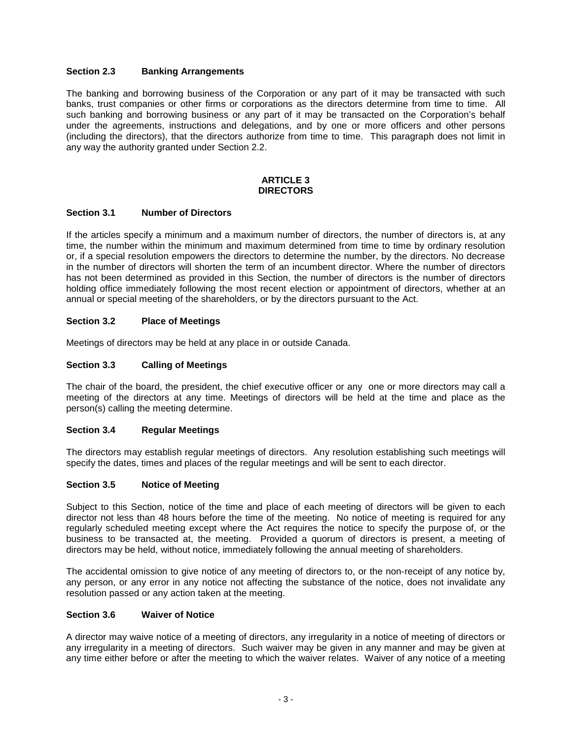### Section 2.3 Banking Arrangements

The banking and borrowing business of the Corporation or any part of it may be transacted with such banks, trust companies or other firms or corporations as the directors determine from time to time. All such banking and borrowing business or any part of it may be transacted on the Corporation's behalf under the agreements, instructions and delegations, and by one or more officers and other persons (including the directors), that the directors authorize from time to time. This paragraph does not limit in any way the authority granted under Section 2.2.

## ARTICLE 3
## DIRECTORS

### Section 3.1 Number of Directors

If the articles specify a minimum and a maximum number of directors, the number of directors is, at any time, the number within the minimum and maximum determined from time to time by ordinary resolution or, if a special resolution empowers the directors to determine the number, by the directors. No decrease in the number of directors will shorten the term of an incumbent director. Where the number of directors has not been determined as provided in this Section, the number of directors is the number of directors holding office immediately following the most recent election or appointment of directors, whether at an annual or special meeting of the shareholders, or by the directors pursuant to the Act.

### Section 3.2 Place of Meetings

Meetings of directors may be held at any place in or outside Canada.

### Section 3.3 Calling of Meetings

The chair of the board, the president, the chief executive officer or any one or more directors may call a meeting of the directors at any time. Meetings of directors will be held at the time and place as the person(s) calling the meeting determine.

### Section 3.4 Regular Meetings

The directors may establish regular meetings of directors. Any resolution establishing such meetings will specify the dates, times and places of the regular meetings and will be sent to each director.

### Section 3.5 Notice of Meeting

Subject to this Section, notice of the time and place of each meeting of directors will be given to each director not less than 48 hours before the time of the meeting. No notice of meeting is required for any regularly scheduled meeting except where the Act requires the notice to specify the purpose of, or the business to be transacted at, the meeting. Provided a quorum of directors is present, a meeting of directors may be held, without notice, immediately following the annual meeting of shareholders.

The accidental omission to give notice of any meeting of directors to, or the non-receipt of any notice by, any person, or any error in any notice not affecting the substance of the notice, does not invalidate any resolution passed or any action taken at the meeting.

### Section 3.6 Waiver of Notice

A director may waive notice of a meeting of directors, any irregularity in a notice of meeting of directors or any irregularity in a meeting of directors. Such waiver may be given in any manner and may be given at any time either before or after the meeting to which the waiver relates. Waiver of any notice of a meeting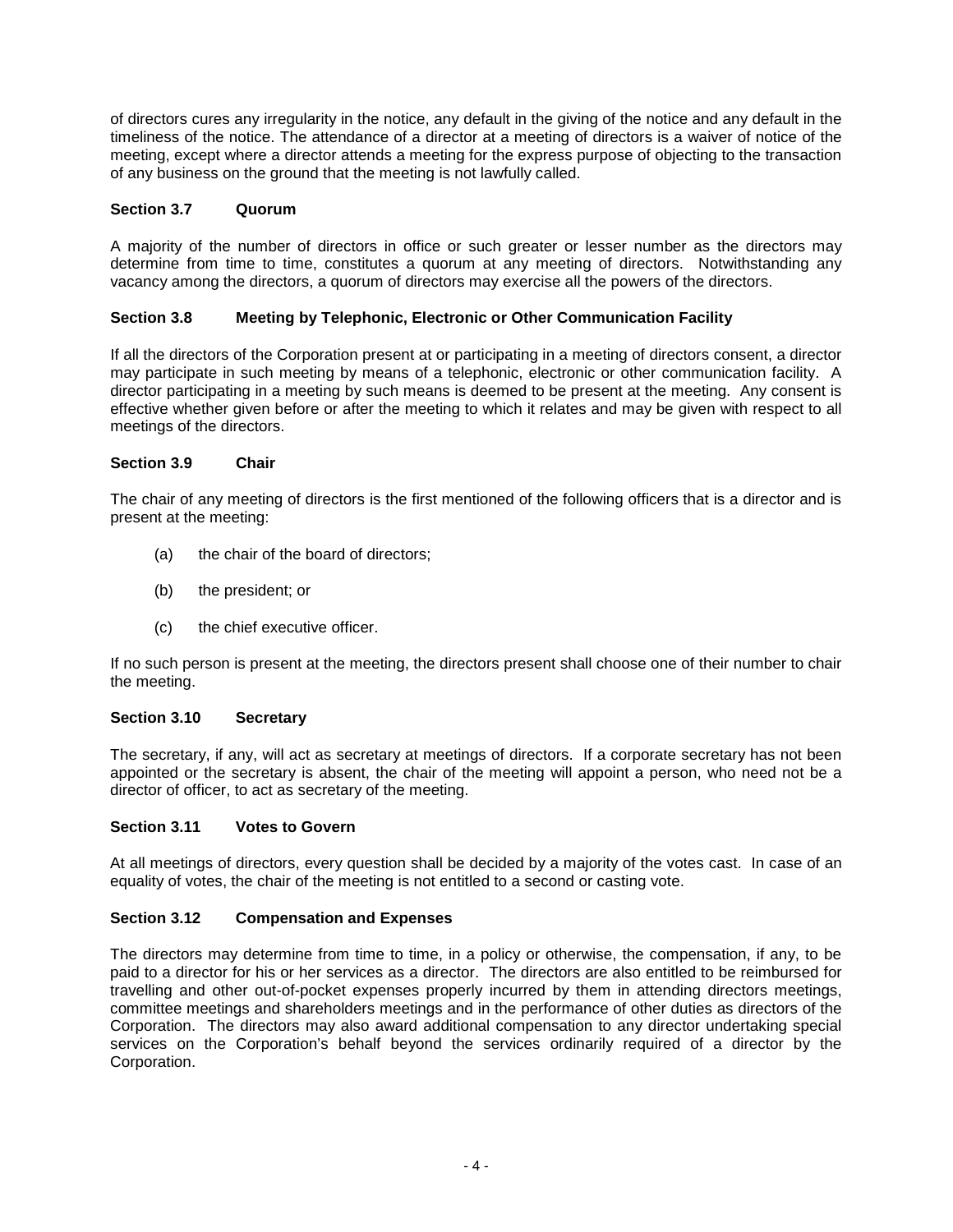of directors cures any irregularity in the notice, any default in the giving of the notice and any default in the timeliness of the notice. The attendance of a director at a meeting of directors is a waiver of notice of the meeting, except where a director attends a meeting for the express purpose of objecting to the transaction of any business on the ground that the meeting is not lawfully called.

### Section 3.7 Quorum

A majority of the number of directors in office or such greater or lesser number as the directors may determine from time to time, constitutes a quorum at any meeting of directors. Notwithstanding any vacancy among the directors, a quorum of directors may exercise all the powers of the directors.

### Section 3.8 Meeting by Telephonic, Electronic or Other Communication Facility

If all the directors of the Corporation present at or participating in a meeting of directors consent, a director may participate in such meeting by means of a telephonic, electronic or other communication facility. A director participating in a meeting by such means is deemed to be present at the meeting. Any consent is effective whether given before or after the meeting to which it relates and may be given with respect to all meetings of the directors.

### Section 3.9 Chair

The chair of any meeting of directors is the first mentioned of the following officers that is a director and is present at the meeting:

(a) the chair of the board of directors;

(b) the president; or

(c) the chief executive officer.

If no such person is present at the meeting, the directors present shall choose one of their number to chair the meeting.

### Section 3.10 Secretary

The secretary, if any, will act as secretary at meetings of directors. If a corporate secretary has not been appointed or the secretary is absent, the chair of the meeting will appoint a person, who need not be a director of officer, to act as secretary of the meeting.

### Section 3.11 Votes to Govern

At all meetings of directors, every question shall be decided by a majority of the votes cast. In case of an equality of votes, the chair of the meeting is not entitled to a second or casting vote.

### Section 3.12 Compensation and Expenses

The directors may determine from time to time, in a policy or otherwise, the compensation, if any, to be paid to a director for his or her services as a director. The directors are also entitled to be reimbursed for travelling and other out-of-pocket expenses properly incurred by them in attending directors meetings, committee meetings and shareholders meetings and in the performance of other duties as directors of the Corporation. The directors may also award additional compensation to any director undertaking special services on the Corporation's behalf beyond the services ordinarily required of a director by the Corporation.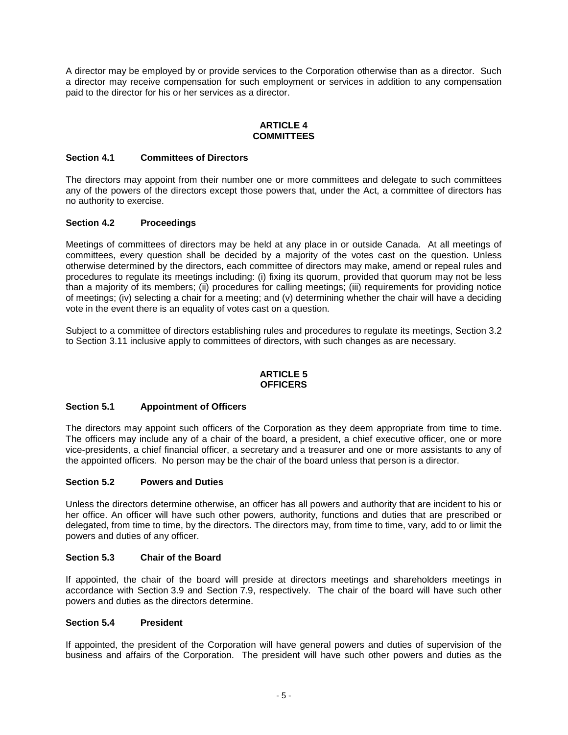A director may be employed by or provide services to the Corporation otherwise than as a director. Such a director may receive compensation for such employment or services in addition to any compensation paid to the director for his or her services as a director.

## ARTICLE 4
## COMMITTEES

### Section 4.1 Committees of Directors

The directors may appoint from their number one or more committees and delegate to such committees any of the powers of the directors except those powers that, under the Act, a committee of directors has no authority to exercise.

### Section 4.2 Proceedings

Meetings of committees of directors may be held at any place in or outside Canada. At all meetings of committees, every question shall be decided by a majority of the votes cast on the question. Unless otherwise determined by the directors, each committee of directors may make, amend or repeal rules and procedures to regulate its meetings including: (i) fixing its quorum, provided that quorum may not be less than a majority of its members; (ii) procedures for calling meetings; (iii) requirements for providing notice of meetings; (iv) selecting a chair for a meeting; and (v) determining whether the chair will have a deciding vote in the event there is an equality of votes cast on a question.

Subject to a committee of directors establishing rules and procedures to regulate its meetings, Section 3.2 to Section 3.11 inclusive apply to committees of directors, with such changes as are necessary.

## ARTICLE 5
## OFFICERS

### Section 5.1 Appointment of Officers

The directors may appoint such officers of the Corporation as they deem appropriate from time to time. The officers may include any of a chair of the board, a president, a chief executive officer, one or more vice-presidents, a chief financial officer, a secretary and a treasurer and one or more assistants to any of the appointed officers. No person may be the chair of the board unless that person is a director.

### Section 5.2 Powers and Duties

Unless the directors determine otherwise, an officer has all powers and authority that are incident to his or her office. An officer will have such other powers, authority, functions and duties that are prescribed or delegated, from time to time, by the directors. The directors may, from time to time, vary, add to or limit the powers and duties of any officer.

### Section 5.3 Chair of the Board

If appointed, the chair of the board will preside at directors meetings and shareholders meetings in accordance with Section 3.9 and Section 7.9, respectively. The chair of the board will have such other powers and duties as the directors determine.

### Section 5.4 President

If appointed, the president of the Corporation will have general powers and duties of supervision of the business and affairs of the Corporation. The president will have such other powers and duties as the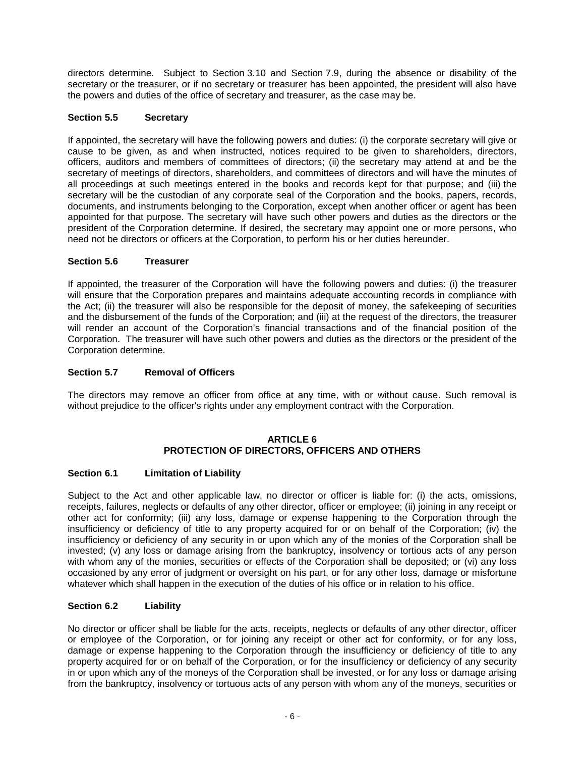directors determine. Subject to Section 3.10 and Section 7.9, during the absence or disability of the secretary or the treasurer, or if no secretary or treasurer has been appointed, the president will also have the powers and duties of the office of secretary and treasurer, as the case may be.

### Section 5.5 Secretary

If appointed, the secretary will have the following powers and duties: (i) the corporate secretary will give or cause to be given, as and when instructed, notices required to be given to shareholders, directors, officers, auditors and members of committees of directors; (ii) the secretary may attend at and be the secretary of meetings of directors, shareholders, and committees of directors and will have the minutes of all proceedings at such meetings entered in the books and records kept for that purpose; and (iii) the secretary will be the custodian of any corporate seal of the Corporation and the books, papers, records, documents, and instruments belonging to the Corporation, except when another officer or agent has been appointed for that purpose. The secretary will have such other powers and duties as the directors or the president of the Corporation determine. If desired, the secretary may appoint one or more persons, who need not be directors or officers at the Corporation, to perform his or her duties hereunder.

### Section 5.6 Treasurer

If appointed, the treasurer of the Corporation will have the following powers and duties: (i) the treasurer will ensure that the Corporation prepares and maintains adequate accounting records in compliance with the Act; (ii) the treasurer will also be responsible for the deposit of money, the safekeeping of securities and the disbursement of the funds of the Corporation; and (iii) at the request of the directors, the treasurer will render an account of the Corporation's financial transactions and of the financial position of the Corporation. The treasurer will have such other powers and duties as the directors or the president of the Corporation determine.

### Section 5.7 Removal of Officers

The directors may remove an officer from office at any time, with or without cause. Such removal is without prejudice to the officer's rights under any employment contract with the Corporation.

## ARTICLE 6
## PROTECTION OF DIRECTORS, OFFICERS AND OTHERS

### Section 6.1 Limitation of Liability

Subject to the Act and other applicable law, no director or officer is liable for: (i) the acts, omissions, receipts, failures, neglects or defaults of any other director, officer or employee; (ii) joining in any receipt or other act for conformity; (iii) any loss, damage or expense happening to the Corporation through the insufficiency or deficiency of title to any property acquired for or on behalf of the Corporation; (iv) the insufficiency or deficiency of any security in or upon which any of the monies of the Corporation shall be invested; (v) any loss or damage arising from the bankruptcy, insolvency or tortious acts of any person with whom any of the monies, securities or effects of the Corporation shall be deposited; or (vi) any loss occasioned by any error of judgment or oversight on his part, or for any other loss, damage or misfortune whatever which shall happen in the execution of the duties of his office or in relation to his office.

### Section 6.2 Liability

No director or officer shall be liable for the acts, receipts, neglects or defaults of any other director, officer or employee of the Corporation, or for joining any receipt or other act for conformity, or for any loss, damage or expense happening to the Corporation through the insufficiency or deficiency of title to any property acquired for or on behalf of the Corporation, or for the insufficiency or deficiency of any security in or upon which any of the moneys of the Corporation shall be invested, or for any loss or damage arising from the bankruptcy, insolvency or tortuous acts of any person with whom any of the moneys, securities or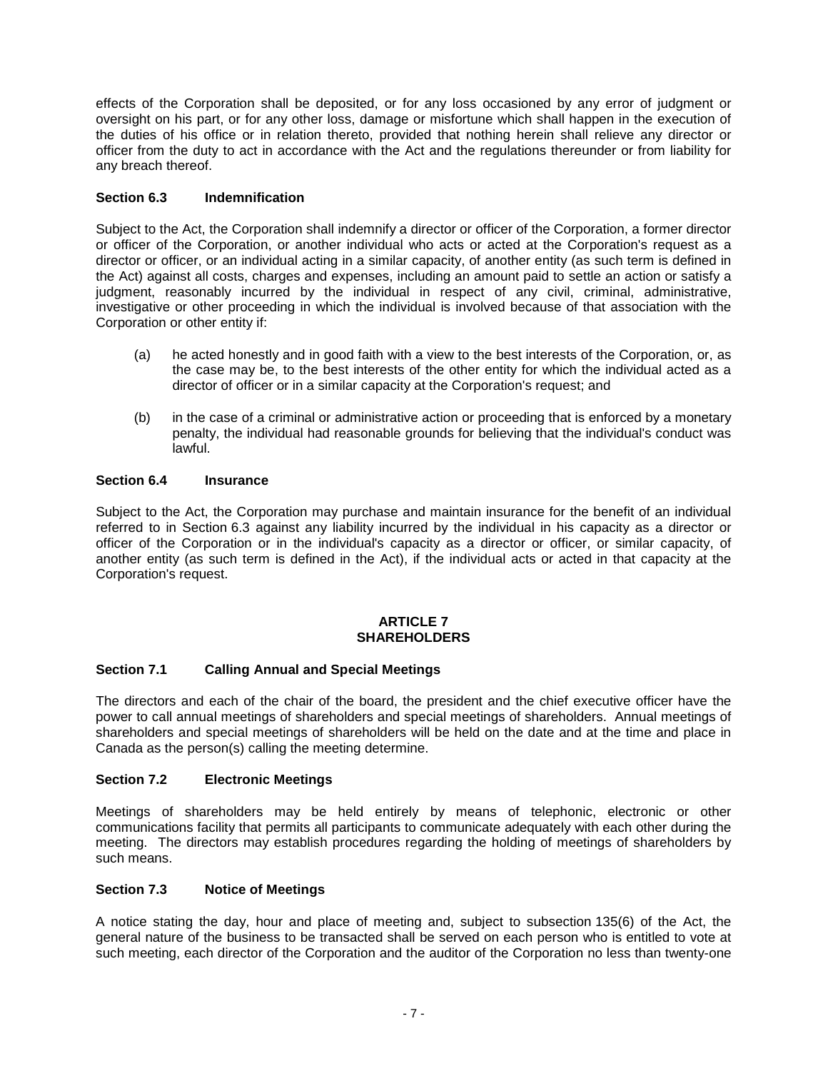effects of the Corporation shall be deposited, or for any loss occasioned by any error of judgment or oversight on his part, or for any other loss, damage or misfortune which shall happen in the execution of the duties of his office or in relation thereto, provided that nothing herein shall relieve any director or officer from the duty to act in accordance with the Act and the regulations thereunder or from liability for any breach thereof.

**Section 6.3 Indemnification**

Subject to the Act, the Corporation shall indemnify a director or officer of the Corporation, a former director or officer of the Corporation, or another individual who acts or acted at the Corporation's request as a director or officer, or an individual acting in a similar capacity, of another entity (as such term is defined in the Act) against all costs, charges and expenses, including an amount paid to settle an action or satisfy a judgment, reasonably incurred by the individual in respect of any civil, criminal, administrative, investigative or other proceeding in which the individual is involved because of that association with the Corporation or other entity if:

(a) he acted honestly and in good faith with a view to the best interests of the Corporation, or, as the case may be, to the best interests of the other entity for which the individual acted as a director of officer or in a similar capacity at the Corporation's request; and

(b) in the case of a criminal or administrative action or proceeding that is enforced by a monetary penalty, the individual had reasonable grounds for believing that the individual's conduct was lawful.

**Section 6.4 Insurance**

Subject to the Act, the Corporation may purchase and maintain insurance for the benefit of an individual referred to in Section 6.3 against any liability incurred by the individual in his capacity as a director or officer of the Corporation or in the individual's capacity as a director or officer, or similar capacity, of another entity (as such term is defined in the Act), if the individual acts or acted in that capacity at the Corporation's request.

## ARTICLE 7
## SHAREHOLDERS

**Section 7.1 Calling Annual and Special Meetings**

The directors and each of the chair of the board, the president and the chief executive officer have the power to call annual meetings of shareholders and special meetings of shareholders. Annual meetings of shareholders and special meetings of shareholders will be held on the date and at the time and place in Canada as the person(s) calling the meeting determine.

**Section 7.2 Electronic Meetings**

Meetings of shareholders may be held entirely by means of telephonic, electronic or other communications facility that permits all participants to communicate adequately with each other during the meeting. The directors may establish procedures regarding the holding of meetings of shareholders by such means.

**Section 7.3 Notice of Meetings**

A notice stating the day, hour and place of meeting and, subject to subsection 135(6) of the Act, the general nature of the business to be transacted shall be served on each person who is entitled to vote at such meeting, each director of the Corporation and the auditor of the Corporation no less than twenty-one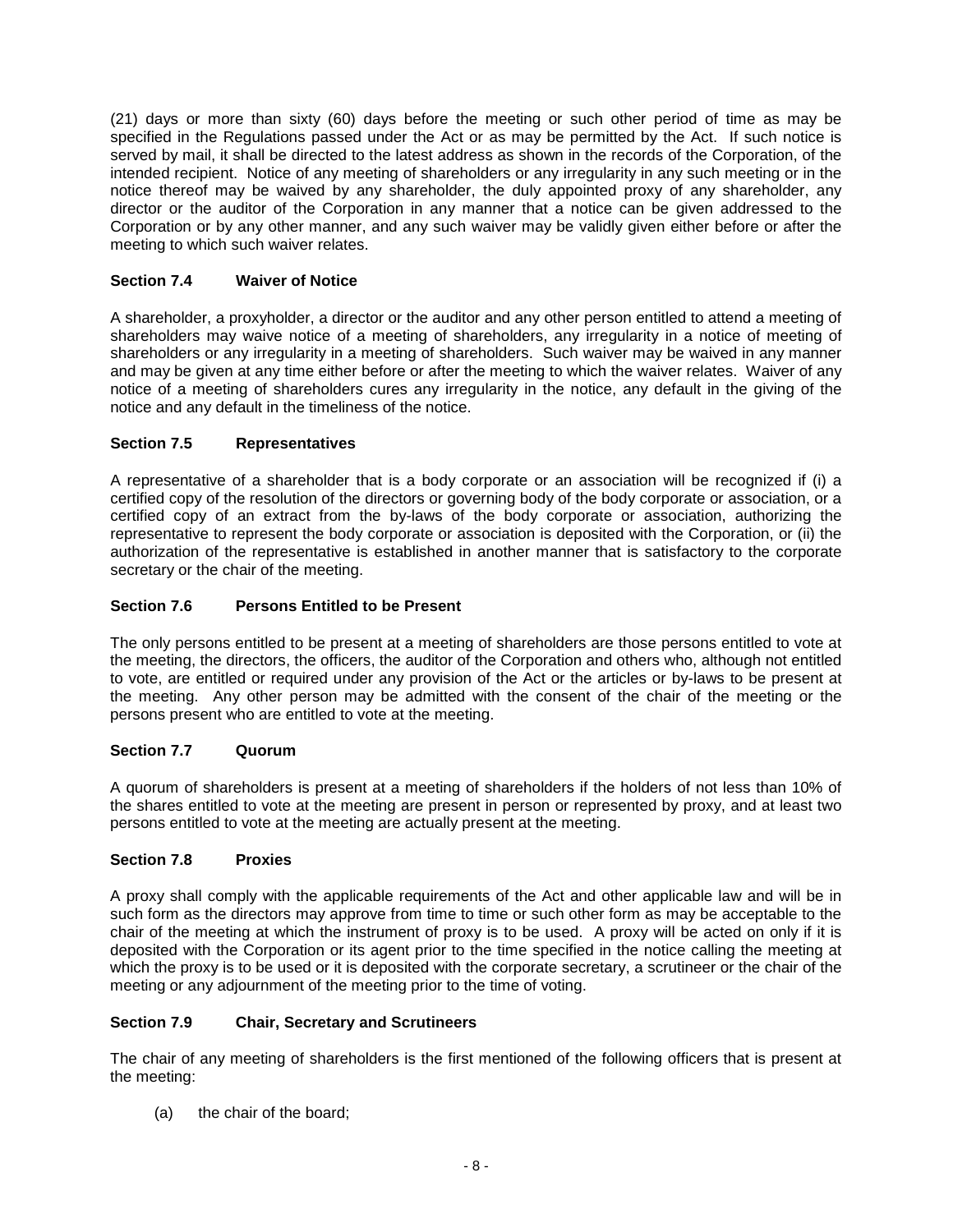(21) days or more than sixty (60) days before the meeting or such other period of time as may be specified in the Regulations passed under the Act or as may be permitted by the Act. If such notice is served by mail, it shall be directed to the latest address as shown in the records of the Corporation, of the intended recipient. Notice of any meeting of shareholders or any irregularity in any such meeting or in the notice thereof may be waived by any shareholder, the duly appointed proxy of any shareholder, any director or the auditor of the Corporation in any manner that a notice can be given addressed to the Corporation or by any other manner, and any such waiver may be validly given either before or after the meeting to which such waiver relates.

### Section 7.4 Waiver of Notice

A shareholder, a proxyholder, a director or the auditor and any other person entitled to attend a meeting of shareholders may waive notice of a meeting of shareholders, any irregularity in a notice of meeting of shareholders or any irregularity in a meeting of shareholders. Such waiver may be waived in any manner and may be given at any time either before or after the meeting to which the waiver relates. Waiver of any notice of a meeting of shareholders cures any irregularity in the notice, any default in the giving of the notice and any default in the timeliness of the notice.

### Section 7.5 Representatives

A representative of a shareholder that is a body corporate or an association will be recognized if (i) a certified copy of the resolution of the directors or governing body of the body corporate or association, or a certified copy of an extract from the by-laws of the body corporate or association, authorizing the representative to represent the body corporate or association is deposited with the Corporation, or (ii) the authorization of the representative is established in another manner that is satisfactory to the corporate secretary or the chair of the meeting.

### Section 7.6 Persons Entitled to be Present

The only persons entitled to be present at a meeting of shareholders are those persons entitled to vote at the meeting, the directors, the officers, the auditor of the Corporation and others who, although not entitled to vote, are entitled or required under any provision of the Act or the articles or by-laws to be present at the meeting. Any other person may be admitted with the consent of the chair of the meeting or the persons present who are entitled to vote at the meeting.

### Section 7.7 Quorum

A quorum of shareholders is present at a meeting of shareholders if the holders of not less than 10% of the shares entitled to vote at the meeting are present in person or represented by proxy, and at least two persons entitled to vote at the meeting are actually present at the meeting.

### Section 7.8 Proxies

A proxy shall comply with the applicable requirements of the Act and other applicable law and will be in such form as the directors may approve from time to time or such other form as may be acceptable to the chair of the meeting at which the instrument of proxy is to be used. A proxy will be acted on only if it is deposited with the Corporation or its agent prior to the time specified in the notice calling the meeting at which the proxy is to be used or it is deposited with the corporate secretary, a scrutineer or the chair of the meeting or any adjournment of the meeting prior to the time of voting.

### Section 7.9 Chair, Secretary and Scrutineers

The chair of any meeting of shareholders is the first mentioned of the following officers that is present at the meeting:

(a) the chair of the board;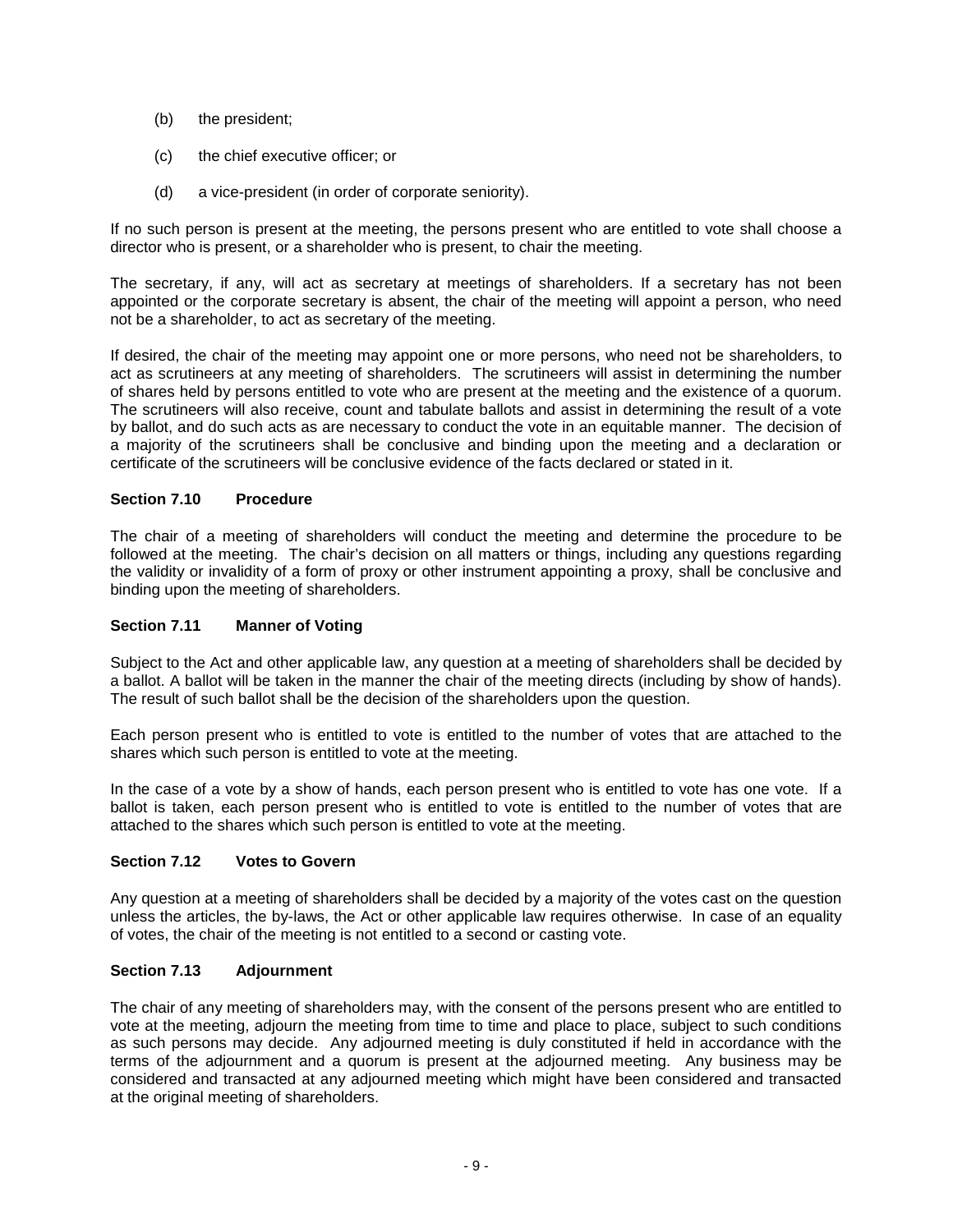(b) the president;

(c) the chief executive officer; or

(d) a vice-president (in order of corporate seniority).

If no such person is present at the meeting, the persons present who are entitled to vote shall choose a director who is present, or a shareholder who is present, to chair the meeting.

The secretary, if any, will act as secretary at meetings of shareholders. If a secretary has not been appointed or the corporate secretary is absent, the chair of the meeting will appoint a person, who need not be a shareholder, to act as secretary of the meeting.

If desired, the chair of the meeting may appoint one or more persons, who need not be shareholders, to act as scrutineers at any meeting of shareholders. The scrutineers will assist in determining the number of shares held by persons entitled to vote who are present at the meeting and the existence of a quorum. The scrutineers will also receive, count and tabulate ballots and assist in determining the result of a vote by ballot, and do such acts as are necessary to conduct the vote in an equitable manner. The decision of a majority of the scrutineers shall be conclusive and binding upon the meeting and a declaration or certificate of the scrutineers will be conclusive evidence of the facts declared or stated in it.

**Section 7.10 Procedure**

The chair of a meeting of shareholders will conduct the meeting and determine the procedure to be followed at the meeting. The chair's decision on all matters or things, including any questions regarding the validity or invalidity of a form of proxy or other instrument appointing a proxy, shall be conclusive and binding upon the meeting of shareholders.

**Section 7.11 Manner of Voting**

Subject to the Act and other applicable law, any question at a meeting of shareholders shall be decided by a ballot. A ballot will be taken in the manner the chair of the meeting directs (including by show of hands). The result of such ballot shall be the decision of the shareholders upon the question.

Each person present who is entitled to vote is entitled to the number of votes that are attached to the shares which such person is entitled to vote at the meeting.

In the case of a vote by a show of hands, each person present who is entitled to vote has one vote. If a ballot is taken, each person present who is entitled to vote is entitled to the number of votes that are attached to the shares which such person is entitled to vote at the meeting.

**Section 7.12 Votes to Govern**

Any question at a meeting of shareholders shall be decided by a majority of the votes cast on the question unless the articles, the by-laws, the Act or other applicable law requires otherwise. In case of an equality of votes, the chair of the meeting is not entitled to a second or casting vote.

**Section 7.13 Adjournment**

The chair of any meeting of shareholders may, with the consent of the persons present who are entitled to vote at the meeting, adjourn the meeting from time to time and place to place, subject to such conditions as such persons may decide. Any adjourned meeting is duly constituted if held in accordance with the terms of the adjournment and a quorum is present at the adjourned meeting. Any business may be considered and transacted at any adjourned meeting which might have been considered and transacted at the original meeting of shareholders.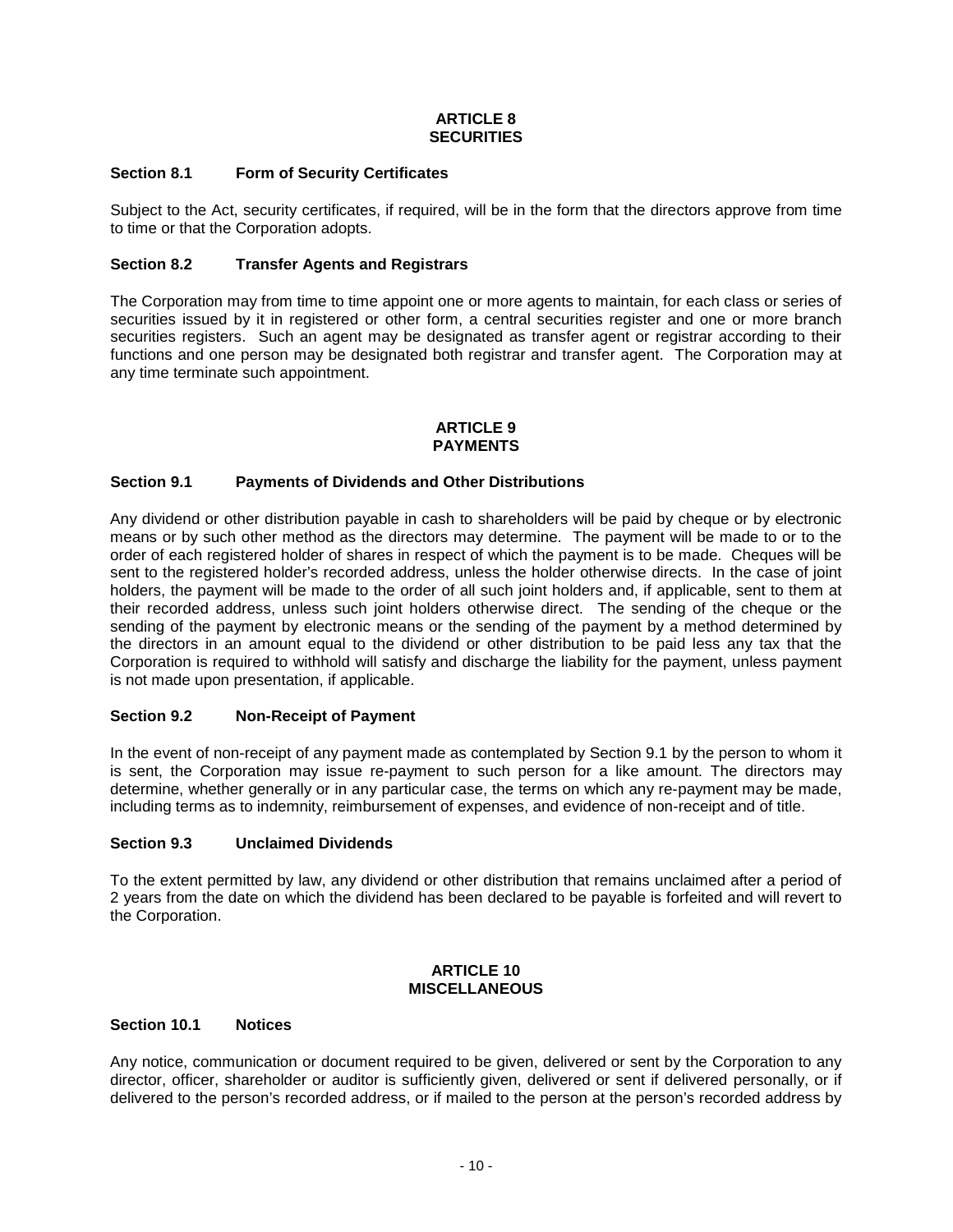# ARTICLE 8
# SECURITIES

### Section 8.1 Form of Security Certificates

Subject to the Act, security certificates, if required, will be in the form that the directors approve from time to time or that the Corporation adopts.

### Section 8.2 Transfer Agents and Registrars

The Corporation may from time to time appoint one or more agents to maintain, for each class or series of securities issued by it in registered or other form, a central securities register and one or more branch securities registers. Such an agent may be designated as transfer agent or registrar according to their functions and one person may be designated both registrar and transfer agent. The Corporation may at any time terminate such appointment.

# ARTICLE 9
# PAYMENTS

### Section 9.1 Payments of Dividends and Other Distributions

Any dividend or other distribution payable in cash to shareholders will be paid by cheque or by electronic means or by such other method as the directors may determine. The payment will be made to or to the order of each registered holder of shares in respect of which the payment is to be made. Cheques will be sent to the registered holder's recorded address, unless the holder otherwise directs. In the case of joint holders, the payment will be made to the order of all such joint holders and, if applicable, sent to them at their recorded address, unless such joint holders otherwise direct. The sending of the cheque or the sending of the payment by electronic means or the sending of the payment by a method determined by the directors in an amount equal to the dividend or other distribution to be paid less any tax that the Corporation is required to withhold will satisfy and discharge the liability for the payment, unless payment is not made upon presentation, if applicable.

### Section 9.2 Non-Receipt of Payment

In the event of non-receipt of any payment made as contemplated by Section 9.1 by the person to whom it is sent, the Corporation may issue re-payment to such person for a like amount. The directors may determine, whether generally or in any particular case, the terms on which any re-payment may be made, including terms as to indemnity, reimbursement of expenses, and evidence of non-receipt and of title.

### Section 9.3 Unclaimed Dividends

To the extent permitted by law, any dividend or other distribution that remains unclaimed after a period of 2 years from the date on which the dividend has been declared to be payable is forfeited and will revert to the Corporation.

# ARTICLE 10
# MISCELLANEOUS

### Section 10.1 Notices

Any notice, communication or document required to be given, delivered or sent by the Corporation to any director, officer, shareholder or auditor is sufficiently given, delivered or sent if delivered personally, or if delivered to the person's recorded address, or if mailed to the person at the person's recorded address by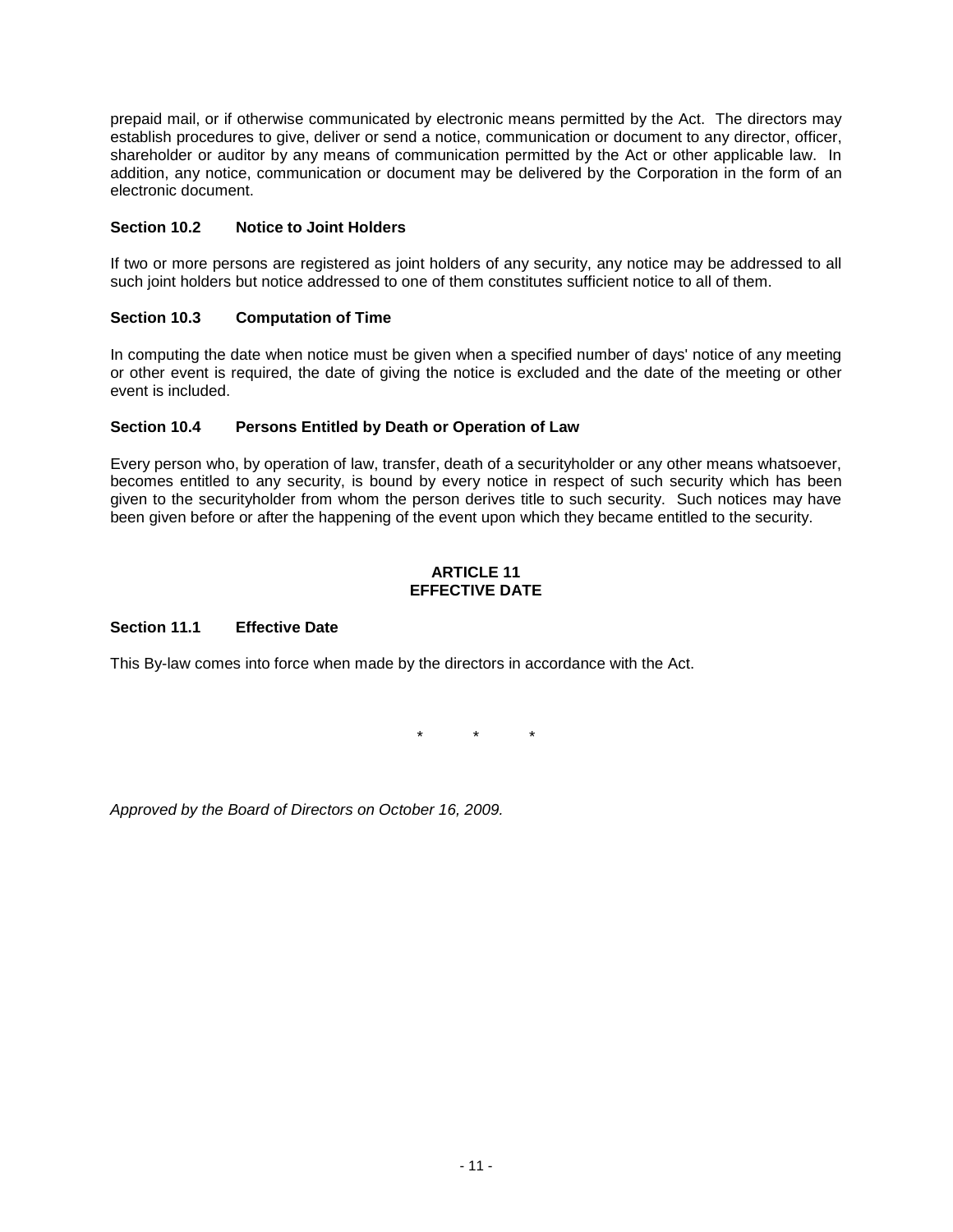prepaid mail, or if otherwise communicated by electronic means permitted by the Act. The directors may establish procedures to give, deliver or send a notice, communication or document to any director, officer, shareholder or auditor by any means of communication permitted by the Act or other applicable law. In addition, any notice, communication or document may be delivered by the Corporation in the form of an electronic document.

### Section 10.2 Notice to Joint Holders

If two or more persons are registered as joint holders of any security, any notice may be addressed to all such joint holders but notice addressed to one of them constitutes sufficient notice to all of them.

### Section 10.3 Computation of Time

In computing the date when notice must be given when a specified number of days' notice of any meeting or other event is required, the date of giving the notice is excluded and the date of the meeting or other event is included.

### Section 10.4 Persons Entitled by Death or Operation of Law

Every person who, by operation of law, transfer, death of a securityholder or any other means whatsoever, becomes entitled to any security, is bound by every notice in respect of such security which has been given to the securityholder from whom the person derives title to such security. Such notices may have been given before or after the happening of the event upon which they became entitled to the security.

## ARTICLE 11 EFFECTIVE DATE

### Section 11.1 Effective Date

This By-law comes into force when made by the directors in accordance with the Act.

\* \* \*

*Approved by the Board of Directors on October 16, 2009.*